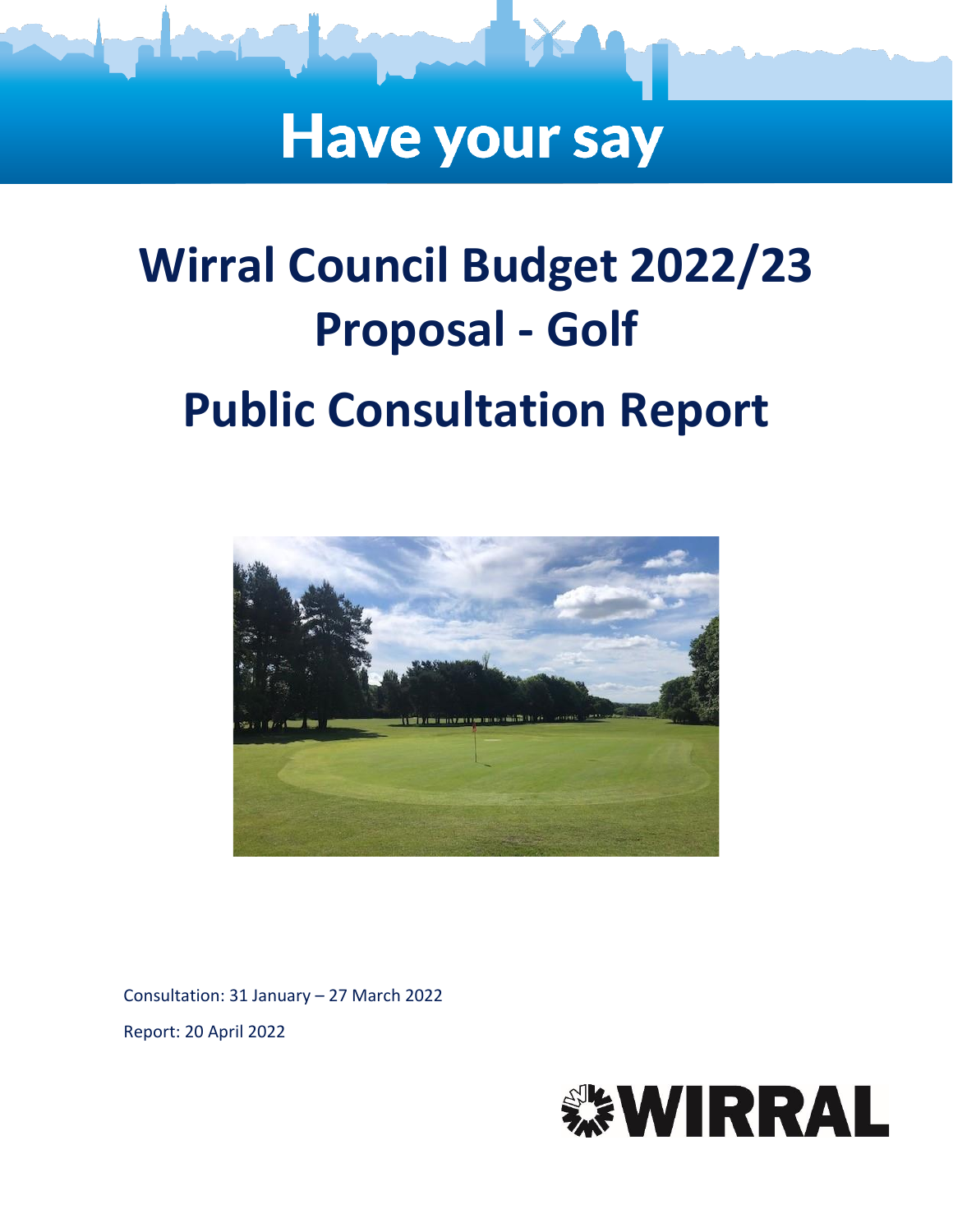# Have your say

# Wirral Council Budget 2022/23 Proposal - Golf

# Public Consultation Report

Consultation: 31 January – 27 March 2022

Report: 20 April 2022

WIRRAL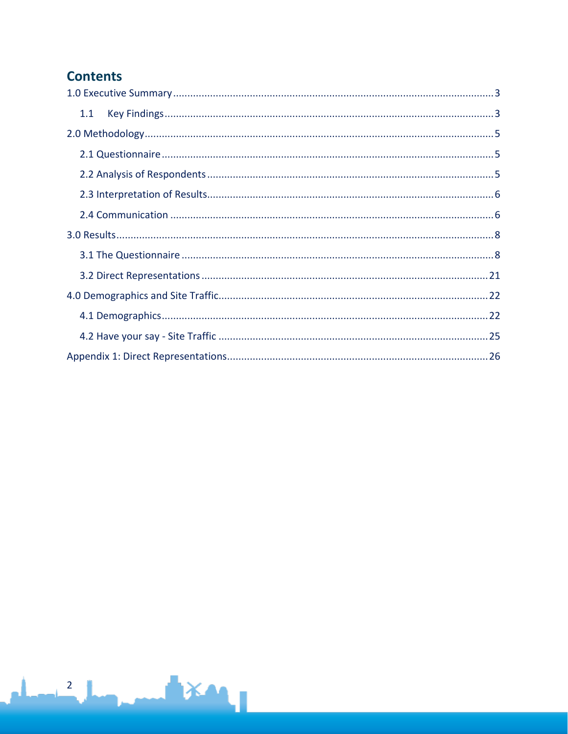# Contents

1.0 Executive Summary .......... 3

- 1.1 Key Findings .......... 3

2.0 Methodology .......... 5

- 2.1 Questionnaire .......... 5
- 2.2 Analysis of Respondents .......... 5
- 2.3 Interpretation of Results .......... 6
- 2.4 Communication .......... 6

3.0 Results .......... 8

- 3.1 The Questionnaire .......... 8
- 3.2 Direct Representations .......... 21

4.0 Demographics and Site Traffic .......... 22

- 4.1 Demographics .......... 22
- 4.2 Have your say - Site Traffic .......... 25

Appendix 1: Direct Representations .......... 26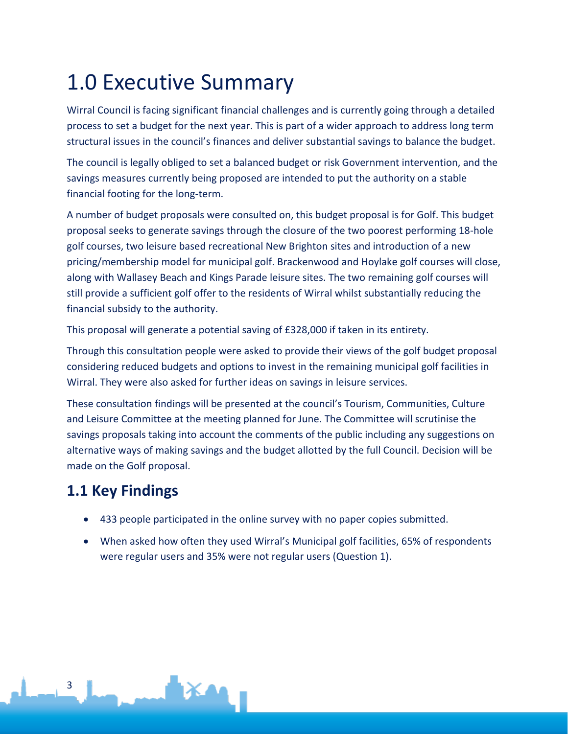# 1.0 Executive Summary

Wirral Council is facing significant financial challenges and is currently going through a detailed process to set a budget for the next year. This is part of a wider approach to address long term structural issues in the council's finances and deliver substantial savings to balance the budget.

The council is legally obliged to set a balanced budget or risk Government intervention, and the savings measures currently being proposed are intended to put the authority on a stable financial footing for the long-term.

A number of budget proposals were consulted on, this budget proposal is for Golf. This budget proposal seeks to generate savings through the closure of the two poorest performing 18-hole golf courses, two leisure based recreational New Brighton sites and introduction of a new pricing/membership model for municipal golf. Brackenwood and Hoylake golf courses will close, along with Wallasey Beach and Kings Parade leisure sites. The two remaining golf courses will still provide a sufficient golf offer to the residents of Wirral whilst substantially reducing the financial subsidy to the authority.

This proposal will generate a potential saving of £328,000 if taken in its entirety.

Through this consultation people were asked to provide their views of the golf budget proposal considering reduced budgets and options to invest in the remaining municipal golf facilities in Wirral. They were also asked for further ideas on savings in leisure services.

These consultation findings will be presented at the council's Tourism, Communities, Culture and Leisure Committee at the meeting planned for June. The Committee will scrutinise the savings proposals taking into account the comments of the public including any suggestions on alternative ways of making savings and the budget allotted by the full Council. Decision will be made on the Golf proposal.

## 1.1 Key Findings

- 433 people participated in the online survey with no paper copies submitted.
- When asked how often they used Wirral's Municipal golf facilities, 65% of respondents were regular users and 35% were not regular users (Question 1).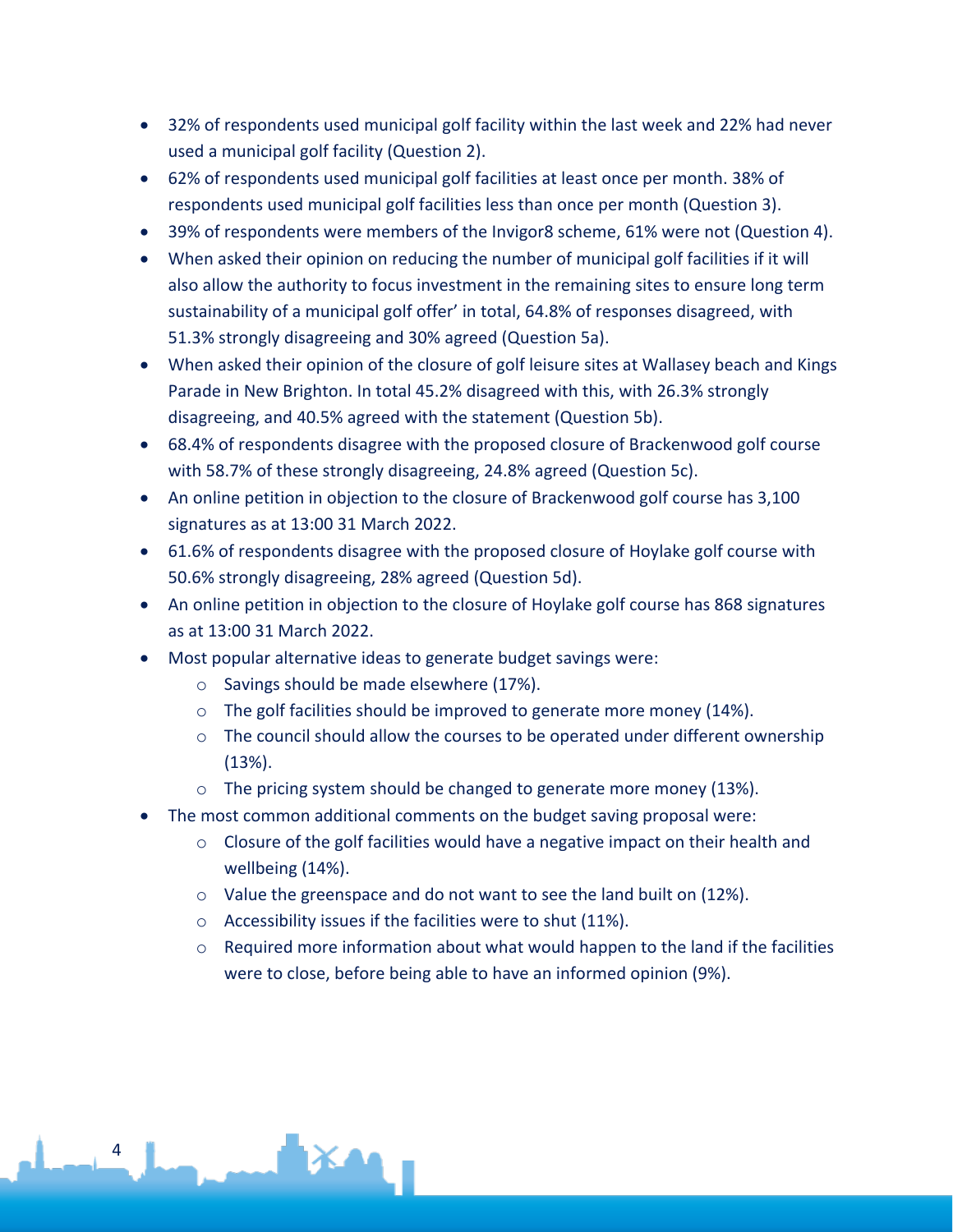- 32% of respondents used municipal golf facility within the last week and 22% had never used a municipal golf facility (Question 2).
- 62% of respondents used municipal golf facilities at least once per month. 38% of respondents used municipal golf facilities less than once per month (Question 3).
- 39% of respondents were members of the Invigor8 scheme, 61% were not (Question 4).
- When asked their opinion on reducing the number of municipal golf facilities if it will also allow the authority to focus investment in the remaining sites to ensure long term sustainability of a municipal golf offer' in total, 64.8% of responses disagreed, with 51.3% strongly disagreeing and 30% agreed (Question 5a).
- When asked their opinion of the closure of golf leisure sites at Wallasey beach and Kings Parade in New Brighton. In total 45.2% disagreed with this, with 26.3% strongly disagreeing, and 40.5% agreed with the statement (Question 5b).
- 68.4% of respondents disagree with the proposed closure of Brackenwood golf course with 58.7% of these strongly disagreeing, 24.8% agreed (Question 5c).
- An online petition in objection to the closure of Brackenwood golf course has 3,100 signatures as at 13:00 31 March 2022.
- 61.6% of respondents disagree with the proposed closure of Hoylake golf course with 50.6% strongly disagreeing, 28% agreed (Question 5d).
- An online petition in objection to the closure of Hoylake golf course has 868 signatures as at 13:00 31 March 2022.
- Most popular alternative ideas to generate budget savings were:
  - Savings should be made elsewhere (17%).
  - The golf facilities should be improved to generate more money (14%).
  - The council should allow the courses to be operated under different ownership (13%).
  - The pricing system should be changed to generate more money (13%).
- The most common additional comments on the budget saving proposal were:
  - Closure of the golf facilities would have a negative impact on their health and wellbeing (14%).
  - Value the greenspace and do not want to see the land built on (12%).
  - Accessibility issues if the facilities were to shut (11%).
  - Required more information about what would happen to the land if the facilities were to close, before being able to have an informed opinion (9%).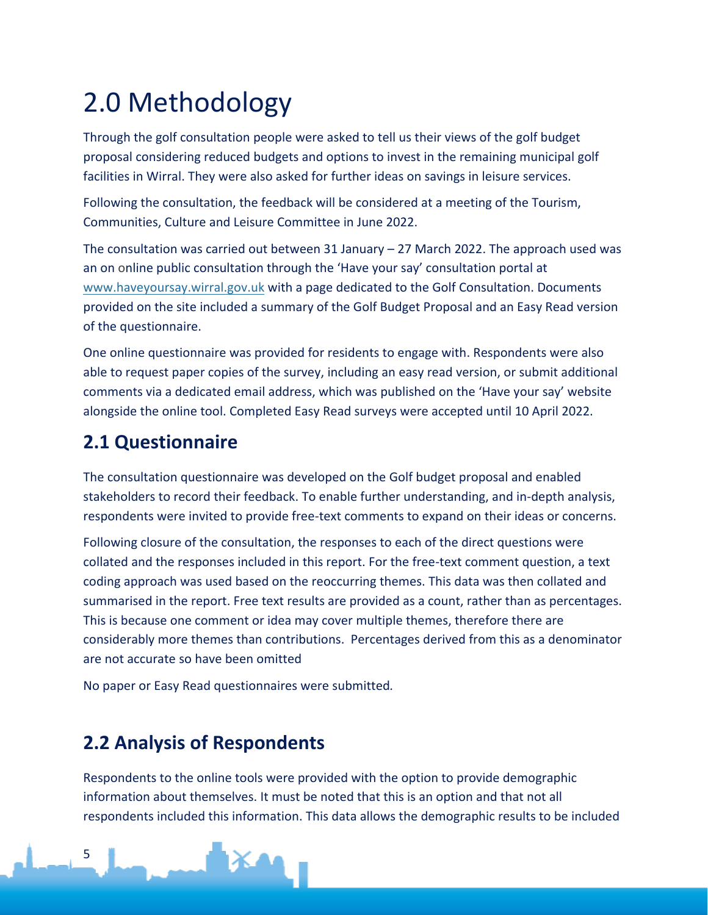# 2.0 Methodology

Through the golf consultation people were asked to tell us their views of the golf budget proposal considering reduced budgets and options to invest in the remaining municipal golf facilities in Wirral. They were also asked for further ideas on savings in leisure services.

Following the consultation, the feedback will be considered at a meeting of the Tourism, Communities, Culture and Leisure Committee in June 2022.

The consultation was carried out between 31 January – 27 March 2022. The approach used was an on online public consultation through the 'Have your say' consultation portal at www.haveyoursay.wirral.gov.uk with a page dedicated to the Golf Consultation. Documents provided on the site included a summary of the Golf Budget Proposal and an Easy Read version of the questionnaire.

One online questionnaire was provided for residents to engage with. Respondents were also able to request paper copies of the survey, including an easy read version, or submit additional comments via a dedicated email address, which was published on the 'Have your say' website alongside the online tool. Completed Easy Read surveys were accepted until 10 April 2022.

## 2.1 Questionnaire

The consultation questionnaire was developed on the Golf budget proposal and enabled stakeholders to record their feedback. To enable further understanding, and in-depth analysis, respondents were invited to provide free-text comments to expand on their ideas or concerns.

Following closure of the consultation, the responses to each of the direct questions were collated and the responses included in this report. For the free-text comment question, a text coding approach was used based on the reoccurring themes. This data was then collated and summarised in the report. Free text results are provided as a count, rather than as percentages. This is because one comment or idea may cover multiple themes, therefore there are considerably more themes than contributions. Percentages derived from this as a denominator are not accurate so have been omitted

No paper or Easy Read questionnaires were submitted.

## 2.2 Analysis of Respondents

Respondents to the online tools were provided with the option to provide demographic information about themselves. It must be noted that this is an option and that not all respondents included this information. This data allows the demographic results to be included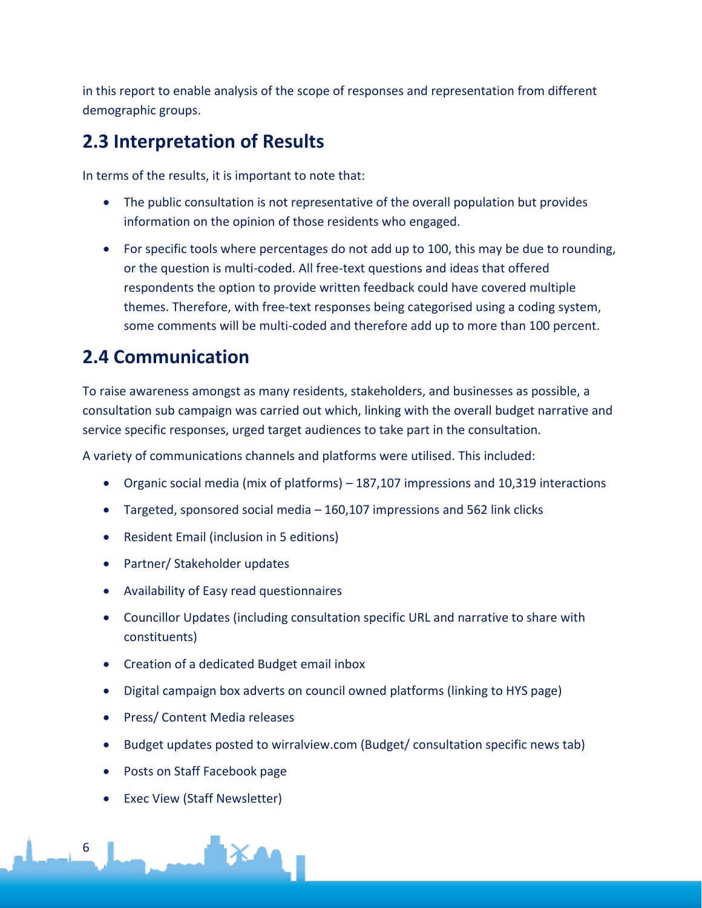in this report to enable analysis of the scope of responses and representation from different demographic groups.

## 2.3 Interpretation of Results

In terms of the results, it is important to note that:

- The public consultation is not representative of the overall population but provides information on the opinion of those residents who engaged.
- For specific tools where percentages do not add up to 100, this may be due to rounding, or the question is multi-coded. All free-text questions and ideas that offered respondents the option to provide written feedback could have covered multiple themes. Therefore, with free-text responses being categorised using a coding system, some comments will be multi-coded and therefore add up to more than 100 percent.

## 2.4 Communication

To raise awareness amongst as many residents, stakeholders, and businesses as possible, a consultation sub campaign was carried out which, linking with the overall budget narrative and service specific responses, urged target audiences to take part in the consultation.

A variety of communications channels and platforms were utilised. This included:

- Organic social media (mix of platforms) – 187,107 impressions and 10,319 interactions
- Targeted, sponsored social media – 160,107 impressions and 562 link clicks
- Resident Email (inclusion in 5 editions)
- Partner/ Stakeholder updates
- Availability of Easy read questionnaires
- Councillor Updates (including consultation specific URL and narrative to share with constituents)
- Creation of a dedicated Budget email inbox
- Digital campaign box adverts on council owned platforms (linking to HYS page)
- Press/ Content Media releases
- Budget updates posted to wirralview.com (Budget/ consultation specific news tab)
- Posts on Staff Facebook page
- Exec View (Staff Newsletter)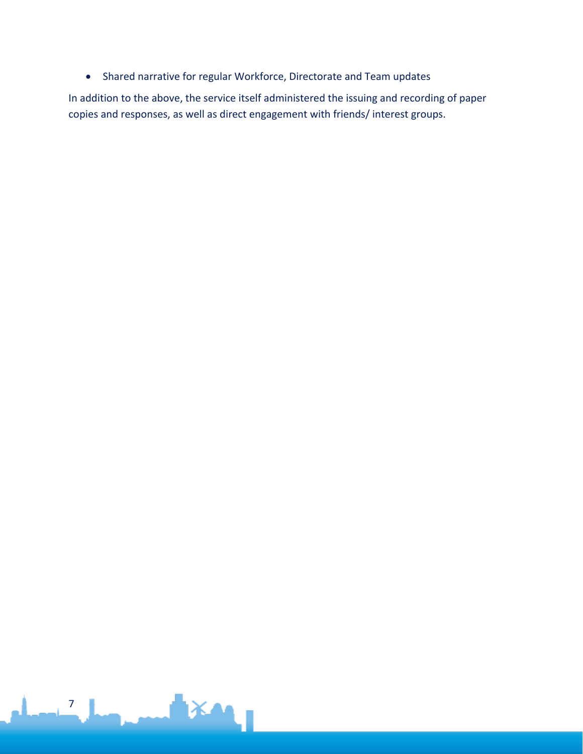- Shared narrative for regular Workforce, Directorate and Team updates

In addition to the above, the service itself administered the issuing and recording of paper copies and responses, as well as direct engagement with friends/ interest groups.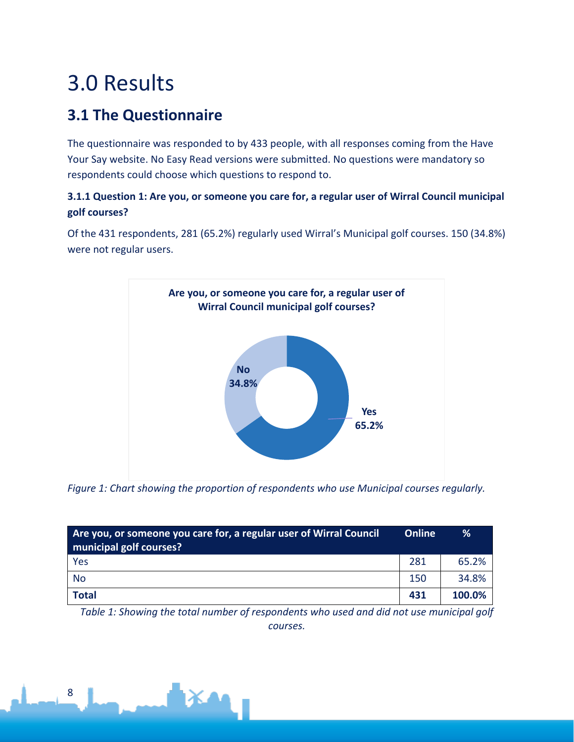# 3.0 Results

## 3.1 The Questionnaire

The questionnaire was responded to by 433 people, with all responses coming from the Have Your Say website. No Easy Read versions were submitted. No questions were mandatory so respondents could choose which questions to respond to.

### 3.1.1 Question 1: Are you, or someone you care for, a regular user of Wirral Council municipal golf courses?

Of the 431 respondents, 281 (65.2%) regularly used Wirral's Municipal golf courses. 150 (34.8%) were not regular users.

*Figure 1: Chart showing the proportion of respondents who use Municipal courses regularly.*

| Are you, or someone you care for, a regular user of Wirral Council municipal golf courses? | Online | % |
|---|---|---|
| Yes | 281 | 65.2% |
| No | 150 | 34.8% |
| **Total** | **431** | **100.0%** |

*Table 1: Showing the total number of respondents who used and did not use municipal golf courses.*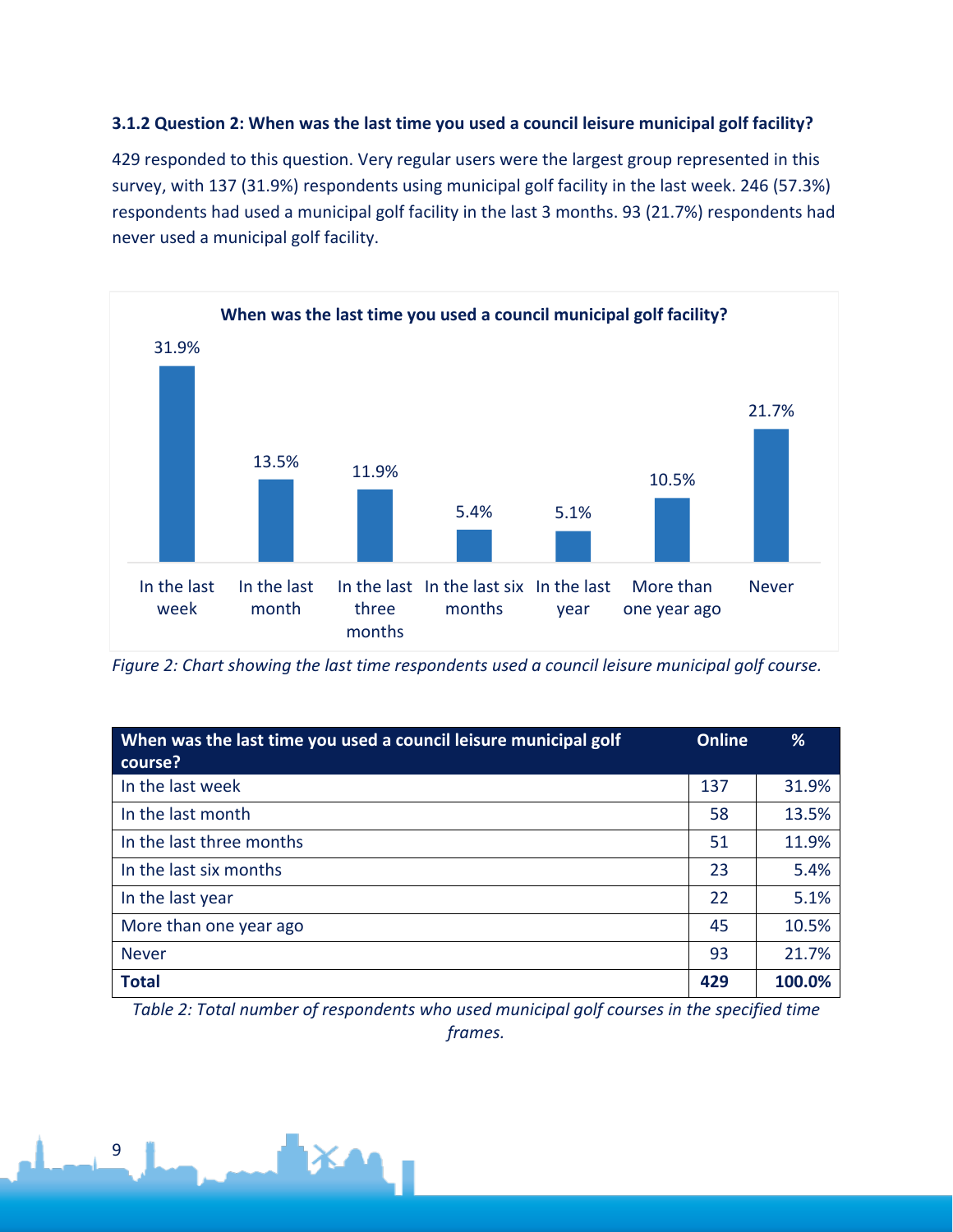### 3.1.2 Question 2: When was the last time you used a council leisure municipal golf facility?

429 responded to this question. Very regular users were the largest group represented in this survey, with 137 (31.9%) respondents using municipal golf facility in the last week. 246 (57.3%) respondents had used a municipal golf facility in the last 3 months. 93 (21.7%) respondents had never used a municipal golf facility.

**When was the last time you used a council municipal golf facility?**

| In the last week | In the last month | In the last three months | In the last six months | In the last year | More than one year ago | Never |
|---|---|---|---|---|---|---|
| 31.9% | 13.5% | 11.9% | 5.4% | 5.1% | 10.5% | 21.7% |

*Figure 2: Chart showing the last time respondents used a council leisure municipal golf course.*

| When was the last time you used a council leisure municipal golf course? | Online | % |
|---|---|---|
| In the last week | 137 | 31.9% |
| In the last month | 58 | 13.5% |
| In the last three months | 51 | 11.9% |
| In the last six months | 23 | 5.4% |
| In the last year | 22 | 5.1% |
| More than one year ago | 45 | 10.5% |
| Never | 93 | 21.7% |
| **Total** | **429** | **100.0%** |

*Table 2: Total number of respondents who used municipal golf courses in the specified time frames.*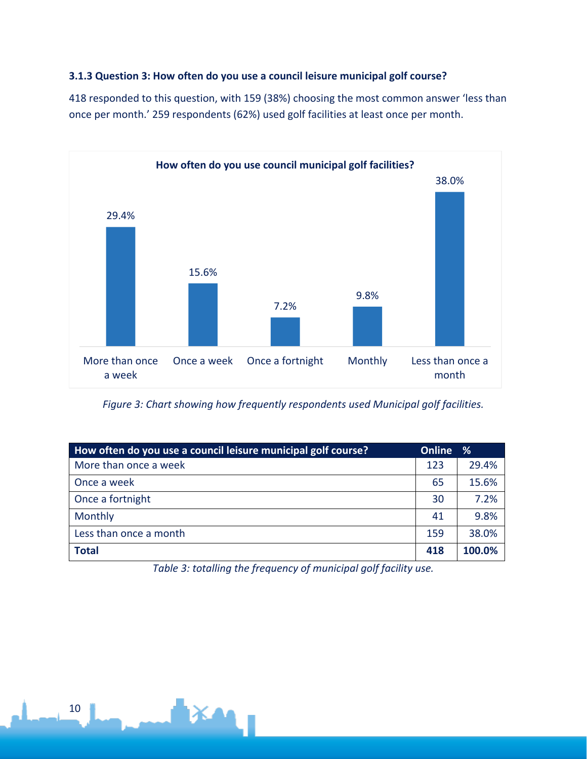### 3.1.3 Question 3: How often do you use a council leisure municipal golf course?

418 responded to this question, with 159 (38%) choosing the most common answer 'less than once per month.' 259 respondents (62%) used golf facilities at least once per month.

*Figure 3: Chart showing how frequently respondents used Municipal golf facilities.*

| How often do you use a council leisure municipal golf course? | Online | % |
|---|---|---|
| More than once a week | 123 | 29.4% |
| Once a week | 65 | 15.6% |
| Once a fortnight | 30 | 7.2% |
| Monthly | 41 | 9.8% |
| Less than once a month | 159 | 38.0% |
| **Total** | **418** | **100.0%** |

*Table 3: totalling the frequency of municipal golf facility use.*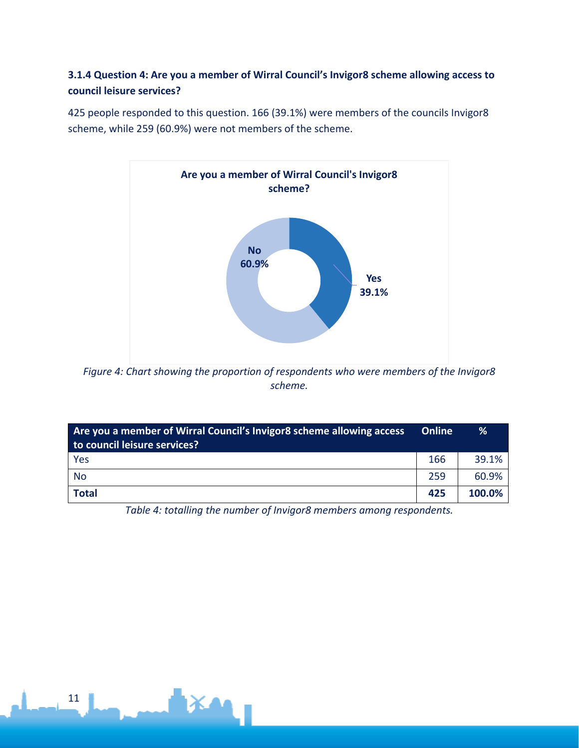### 3.1.4 Question 4: Are you a member of Wirral Council's Invigor8 scheme allowing access to council leisure services?

425 people responded to this question. 166 (39.1%) were members of the councils Invigor8 scheme, while 259 (60.9%) were not members of the scheme.

*Figure 4: Chart showing the proportion of respondents who were members of the Invigor8 scheme.*

| Are you a member of Wirral Council's Invigor8 scheme allowing access to council leisure services? | Online | % |
|---|---|---|
| Yes | 166 | 39.1% |
| No | 259 | 60.9% |
| **Total** | **425** | **100.0%** |

*Table 4: totalling the number of Invigor8 members among respondents.*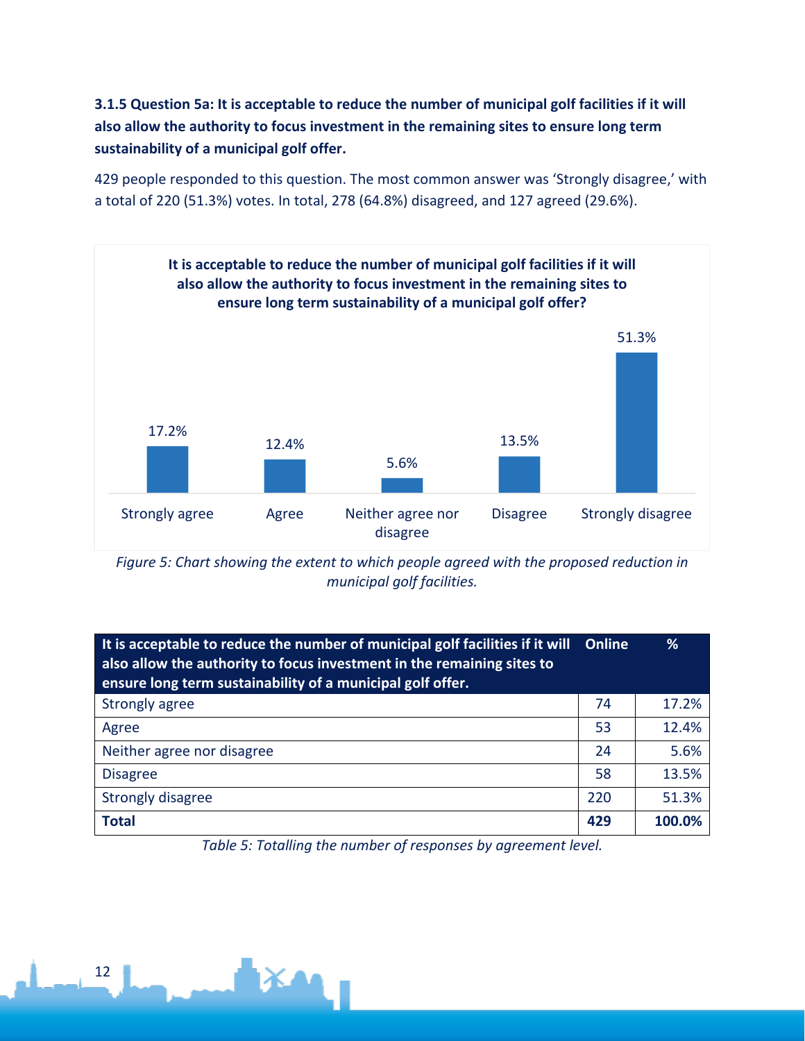### 3.1.5 Question 5a: It is acceptable to reduce the number of municipal golf facilities if it will also allow the authority to focus investment in the remaining sites to ensure long term sustainability of a municipal golf offer.

429 people responded to this question. The most common answer was 'Strongly disagree,' with a total of 220 (51.3%) votes. In total, 278 (64.8%) disagreed, and 127 agreed (29.6%).

**It is acceptable to reduce the number of municipal golf facilities if it will also allow the authority to focus investment in the remaining sites to ensure long term sustainability of a municipal golf offer?**

| Response | % |
|---|---|
| Strongly agree | 17.2% |
| Agree | 12.4% |
| Neither agree nor disagree | 5.6% |
| Disagree | 13.5% |
| Strongly disagree | 51.3% |

*Figure 5: Chart showing the extent to which people agreed with the proposed reduction in municipal golf facilities.*

| It is acceptable to reduce the number of municipal golf facilities if it will also allow the authority to focus investment in the remaining sites to ensure long term sustainability of a municipal golf offer. | Online | % |
|---|---|---|
| Strongly agree | 74 | 17.2% |
| Agree | 53 | 12.4% |
| Neither agree nor disagree | 24 | 5.6% |
| Disagree | 58 | 13.5% |
| Strongly disagree | 220 | 51.3% |
| **Total** | **429** | **100.0%** |

*Table 5: Totalling the number of responses by agreement level.*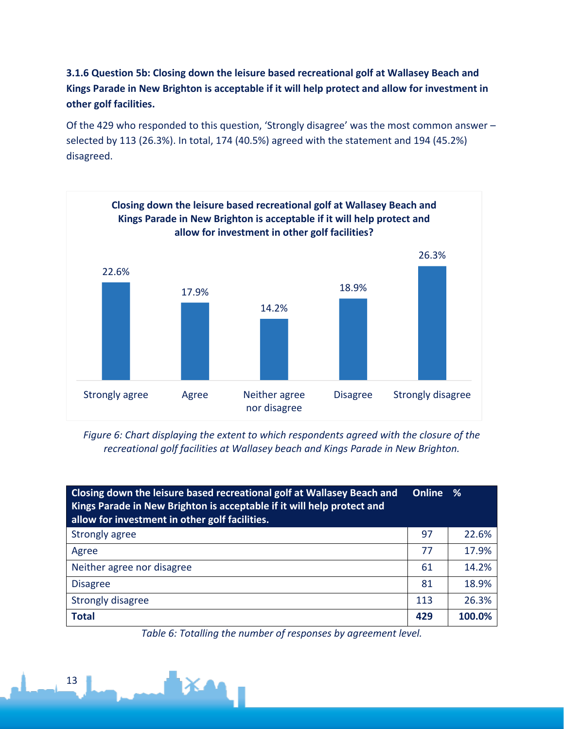### 3.1.6 Question 5b: Closing down the leisure based recreational golf at Wallasey Beach and Kings Parade in New Brighton is acceptable if it will help protect and allow for investment in other golf facilities.

Of the 429 who responded to this question, 'Strongly disagree' was the most common answer – selected by 113 (26.3%). In total, 174 (40.5%) agreed with the statement and 194 (45.2%) disagreed.

**Closing down the leisure based recreational golf at Wallasey Beach and Kings Parade in New Brighton is acceptable if it will help protect and allow for investment in other golf facilities?**

| Strongly agree | Agree | Neither agree nor disagree | Disagree | Strongly disagree |
|---|---|---|---|---|
| 22.6% | 17.9% | 14.2% | 18.9% | 26.3% |

*Figure 6: Chart displaying the extent to which respondents agreed with the closure of the recreational golf facilities at Wallasey beach and Kings Parade in New Brighton.*

| Closing down the leisure based recreational golf at Wallasey Beach and Kings Parade in New Brighton is acceptable if it will help protect and allow for investment in other golf facilities. | Online | % |
|---|---|---|
| Strongly agree | 97 | 22.6% |
| Agree | 77 | 17.9% |
| Neither agree nor disagree | 61 | 14.2% |
| Disagree | 81 | 18.9% |
| Strongly disagree | 113 | 26.3% |
| **Total** | **429** | **100.0%** |

*Table 6: Totalling the number of responses by agreement level.*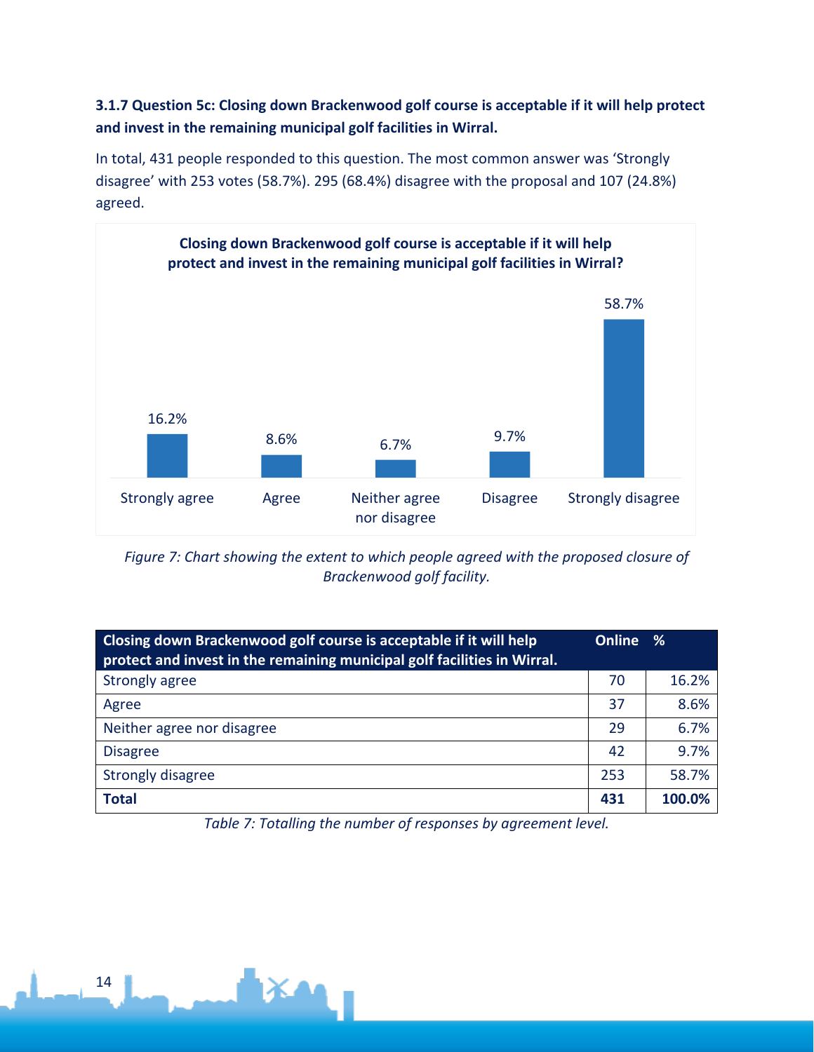### 3.1.7 Question 5c: Closing down Brackenwood golf course is acceptable if it will help protect and invest in the remaining municipal golf facilities in Wirral.

In total, 431 people responded to this question. The most common answer was 'Strongly disagree' with 253 votes (58.7%). 295 (68.4%) disagree with the proposal and 107 (24.8%) agreed.

**Closing down Brackenwood golf course is acceptable if it will help protect and invest in the remaining municipal golf facilities in Wirral?**

| Response | % |
|---|---|
| Strongly agree | 16.2% |
| Agree | 8.6% |
| Neither agree nor disagree | 6.7% |
| Disagree | 9.7% |
| Strongly disagree | 58.7% |

*Figure 7: Chart showing the extent to which people agreed with the proposed closure of Brackenwood golf facility.*

| Closing down Brackenwood golf course is acceptable if it will help protect and invest in the remaining municipal golf facilities in Wirral. | Online | % |
|---|---|---|
| Strongly agree | 70 | 16.2% |
| Agree | 37 | 8.6% |
| Neither agree nor disagree | 29 | 6.7% |
| Disagree | 42 | 9.7% |
| Strongly disagree | 253 | 58.7% |
| **Total** | **431** | **100.0%** |

*Table 7: Totalling the number of responses by agreement level.*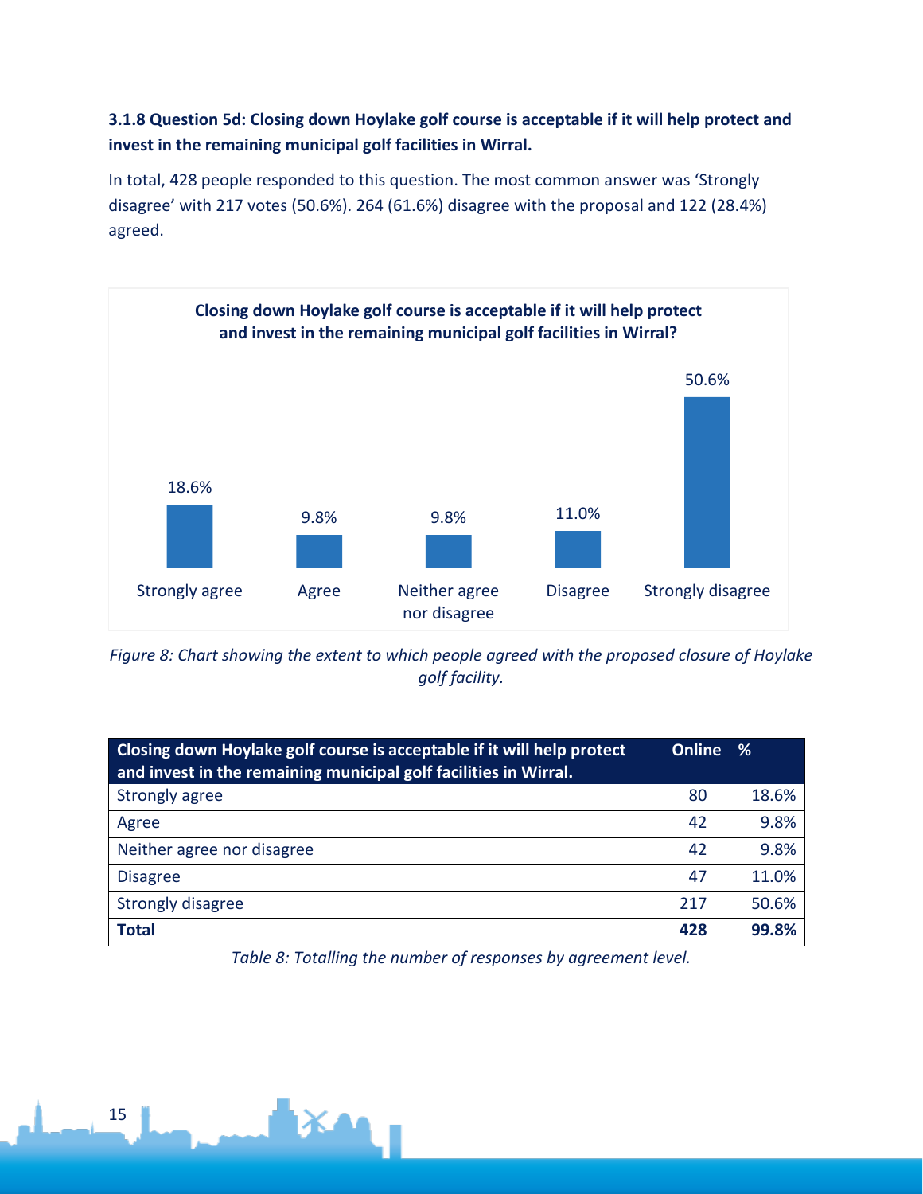### 3.1.8 Question 5d: Closing down Hoylake golf course is acceptable if it will help protect and invest in the remaining municipal golf facilities in Wirral.

In total, 428 people responded to this question. The most common answer was 'Strongly disagree' with 217 votes (50.6%). 264 (61.6%) disagree with the proposal and 122 (28.4%) agreed.

**Closing down Hoylake golf course is acceptable if it will help protect and invest in the remaining municipal golf facilities in Wirral?**

| Response | % |
|---|---|
| Strongly agree | 18.6% |
| Agree | 9.8% |
| Neither agree nor disagree | 9.8% |
| Disagree | 11.0% |
| Strongly disagree | 50.6% |

*Figure 8: Chart showing the extent to which people agreed with the proposed closure of Hoylake golf facility.*

| Closing down Hoylake golf course is acceptable if it will help protect and invest in the remaining municipal golf facilities in Wirral. | Online | % |
|---|---|---|
| Strongly agree | 80 | 18.6% |
| Agree | 42 | 9.8% |
| Neither agree nor disagree | 42 | 9.8% |
| Disagree | 47 | 11.0% |
| Strongly disagree | 217 | 50.6% |
| **Total** | **428** | **99.8%** |

*Table 8: Totalling the number of responses by agreement level.*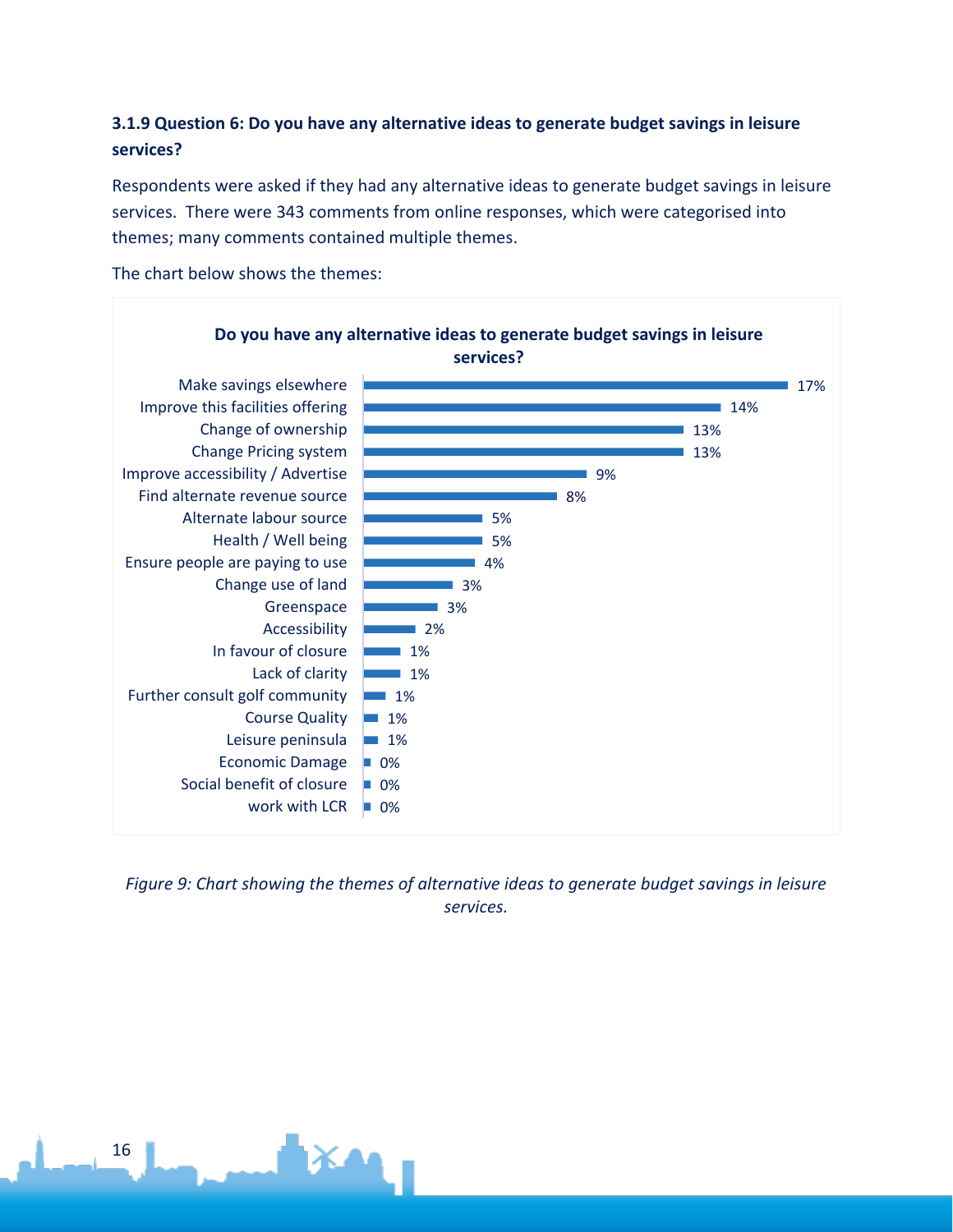### 3.1.9 Question 6: Do you have any alternative ideas to generate budget savings in leisure services?

Respondents were asked if they had any alternative ideas to generate budget savings in leisure services. There were 343 comments from online responses, which were categorised into themes; many comments contained multiple themes.

The chart below shows the themes:

**Do you have any alternative ideas to generate budget savings in leisure services?**

| Theme | % |
|---|---|
| Make savings elsewhere | 17% |
| Improve this facilities offering | 14% |
| Change of ownership | 13% |
| Change Pricing system | 13% |
| Improve accessibility / Advertise | 9% |
| Find alternate revenue source | 8% |
| Alternate labour source | 5% |
| Health / Well being | 5% |
| Ensure people are paying to use | 4% |
| Change use of land | 3% |
| Greenspace | 3% |
| Accessibility | 2% |
| In favour of closure | 1% |
| Lack of clarity | 1% |
| Further consult golf community | 1% |
| Course Quality | 1% |
| Leisure peninsula | 1% |
| Economic Damage | 0% |
| Social benefit of closure | 0% |
| work with LCR | 0% |

*Figure 9: Chart showing the themes of alternative ideas to generate budget savings in leisure services.*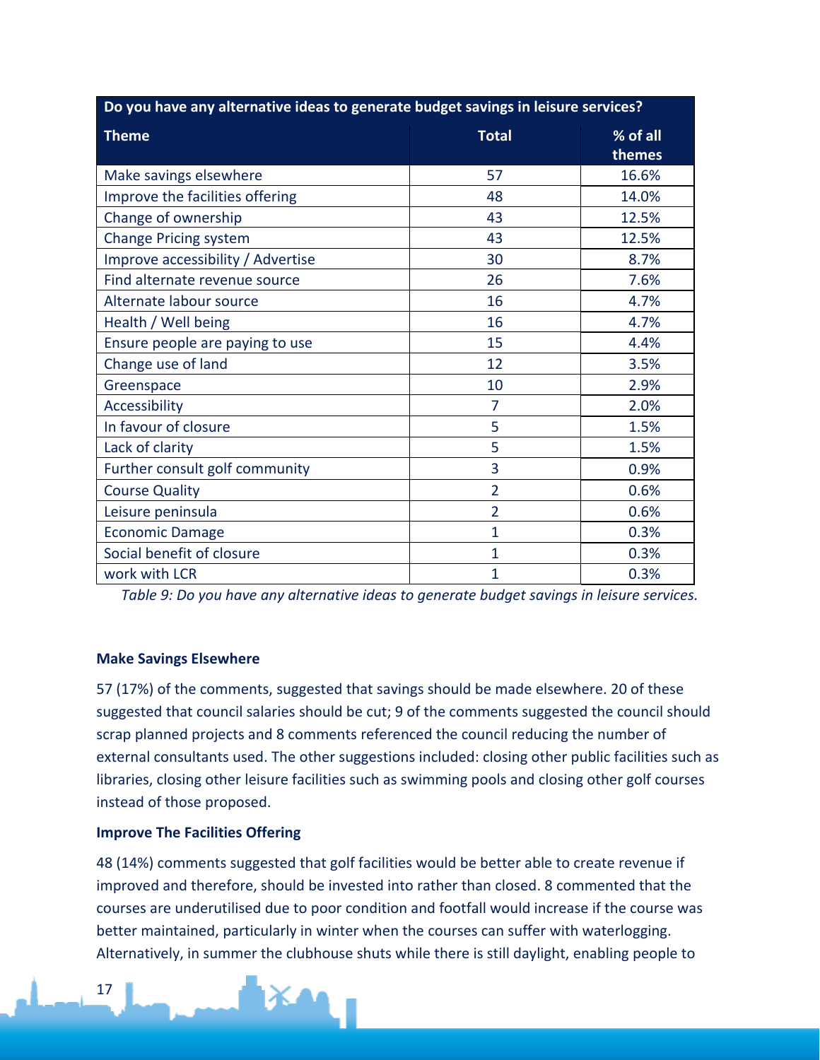| Do you have any alternative ideas to generate budget savings in leisure services? | | |
|---|---|---|
| **Theme** | **Total** | **% of all themes** |
| Make savings elsewhere | 57 | 16.6% |
| Improve the facilities offering | 48 | 14.0% |
| Change of ownership | 43 | 12.5% |
| Change Pricing system | 43 | 12.5% |
| Improve accessibility / Advertise | 30 | 8.7% |
| Find alternate revenue source | 26 | 7.6% |
| Alternate labour source | 16 | 4.7% |
| Health / Well being | 16 | 4.7% |
| Ensure people are paying to use | 15 | 4.4% |
| Change use of land | 12 | 3.5% |
| Greenspace | 10 | 2.9% |
| Accessibility | 7 | 2.0% |
| In favour of closure | 5 | 1.5% |
| Lack of clarity | 5 | 1.5% |
| Further consult golf community | 3 | 0.9% |
| Course Quality | 2 | 0.6% |
| Leisure peninsula | 2 | 0.6% |
| Economic Damage | 1 | 0.3% |
| Social benefit of closure | 1 | 0.3% |
| work with LCR | 1 | 0.3% |

*Table 9: Do you have any alternative ideas to generate budget savings in leisure services.*

**Make Savings Elsewhere**

57 (17%) of the comments, suggested that savings should be made elsewhere. 20 of these suggested that council salaries should be cut; 9 of the comments suggested the council should scrap planned projects and 8 comments referenced the council reducing the number of external consultants used. The other suggestions included: closing other public facilities such as libraries, closing other leisure facilities such as swimming pools and closing other golf courses instead of those proposed.

**Improve The Facilities Offering**

48 (14%) comments suggested that golf facilities would be better able to create revenue if improved and therefore, should be invested into rather than closed. 8 commented that the courses are underutilised due to poor condition and footfall would increase if the course was better maintained, particularly in winter when the courses can suffer with waterlogging. Alternatively, in summer the clubhouse shuts while there is still daylight, enabling people to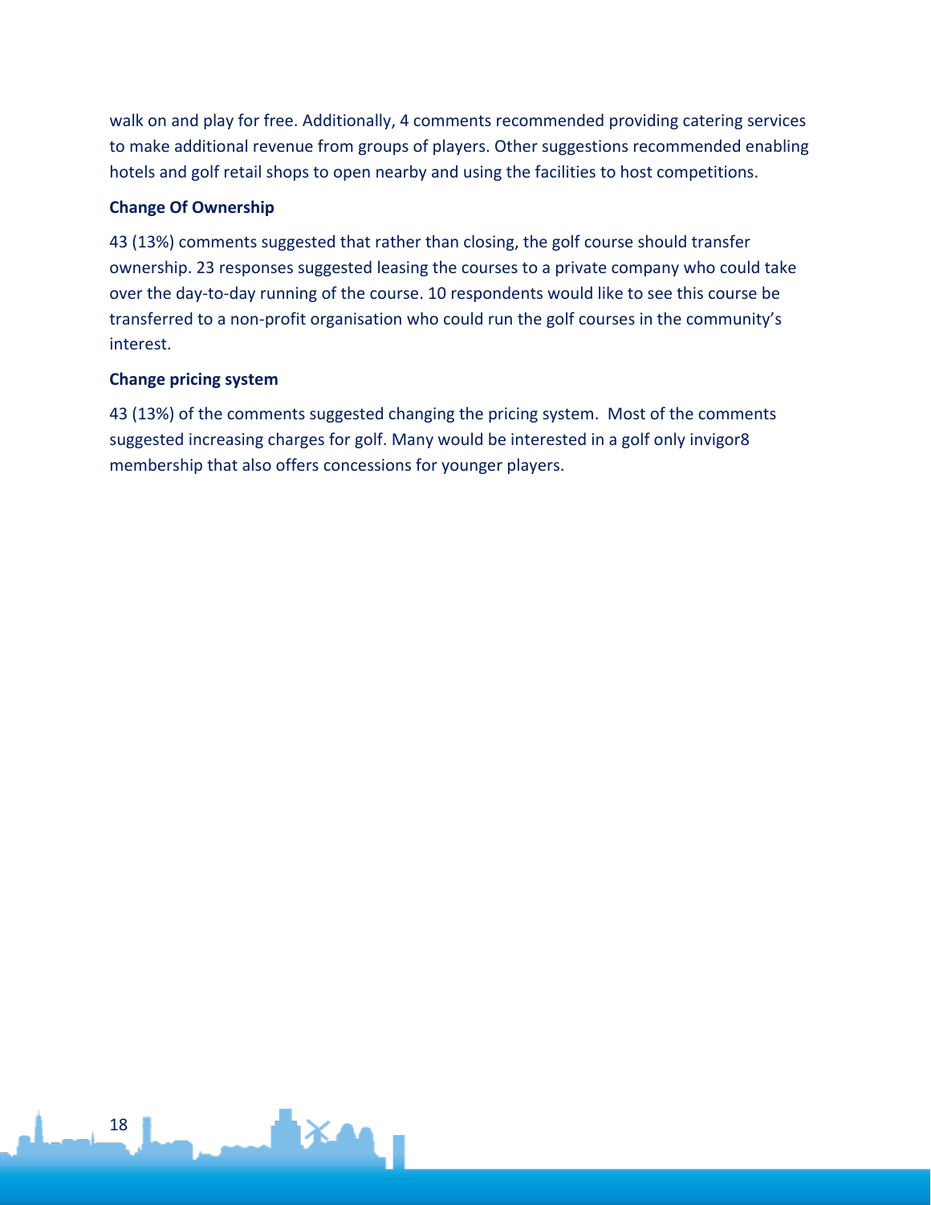walk on and play for free. Additionally, 4 comments recommended providing catering services to make additional revenue from groups of players. Other suggestions recommended enabling hotels and golf retail shops to open nearby and using the facilities to host competitions.

**Change Of Ownership**

43 (13%) comments suggested that rather than closing, the golf course should transfer ownership. 23 responses suggested leasing the courses to a private company who could take over the day-to-day running of the course. 10 respondents would like to see this course be transferred to a non-profit organisation who could run the golf courses in the community's interest.

**Change pricing system**

43 (13%) of the comments suggested changing the pricing system. Most of the comments suggested increasing charges for golf. Many would be interested in a golf only invigor8 membership that also offers concessions for younger players.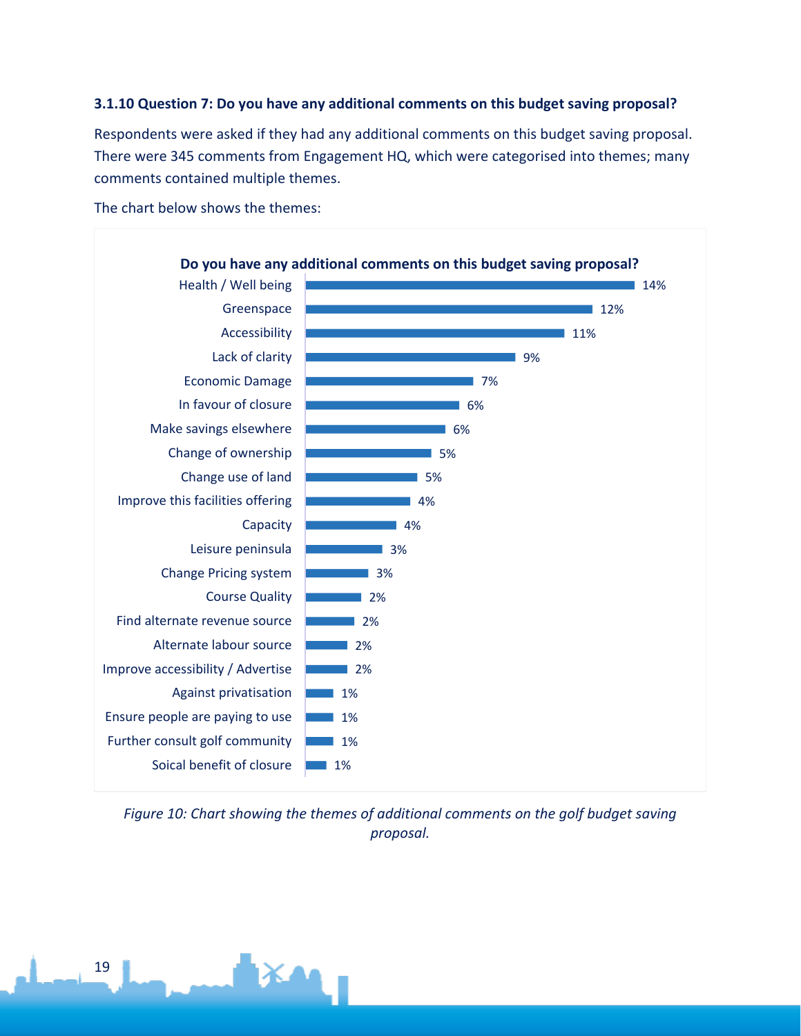### 3.1.10 Question 7: Do you have any additional comments on this budget saving proposal?

Respondents were asked if they had any additional comments on this budget saving proposal. There were 345 comments from Engagement HQ, which were categorised into themes; many comments contained multiple themes.

The chart below shows the themes:

**Do you have any additional comments on this budget saving proposal?**

| Theme | Percentage |
|---|---|
| Health / Well being | 14% |
| Greenspace | 12% |
| Accessibility | 11% |
| Lack of clarity | 9% |
| Economic Damage | 7% |
| In favour of closure | 6% |
| Make savings elsewhere | 6% |
| Change of ownership | 5% |
| Change use of land | 5% |
| Improve this facilities offering | 4% |
| Capacity | 4% |
| Leisure peninsula | 3% |
| Change Pricing system | 3% |
| Course Quality | 2% |
| Find alternate revenue source | 2% |
| Alternate labour source | 2% |
| Improve accessibility / Advertise | 2% |
| Against privatisation | 1% |
| Ensure people are paying to use | 1% |
| Further consult golf community | 1% |
| Soical benefit of closure | 1% |

*Figure 10: Chart showing the themes of additional comments on the golf budget saving proposal.*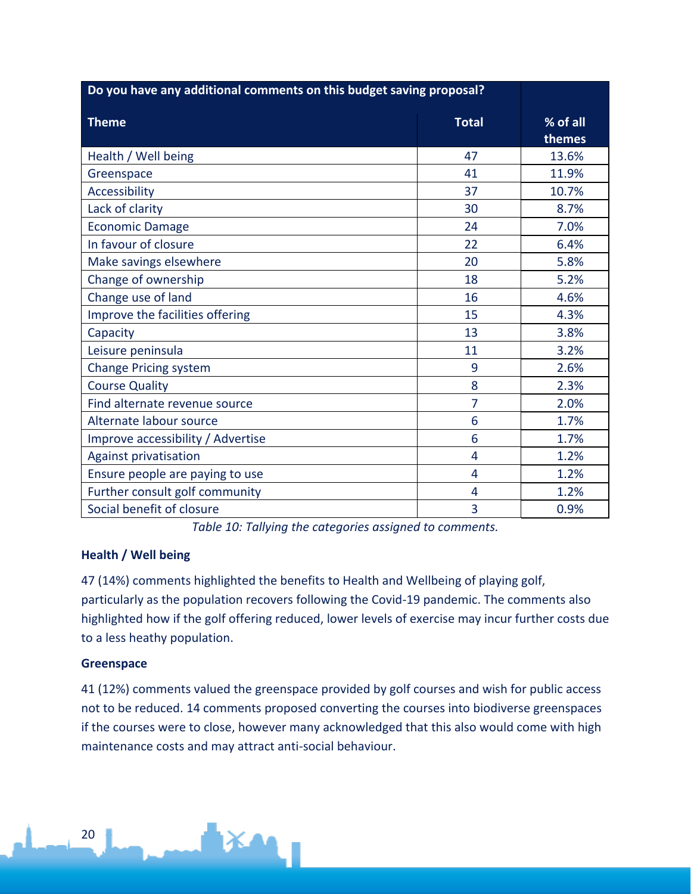| Do you have any additional comments on this budget saving proposal? | | |
|---|---|---|
| **Theme** | **Total** | **% of all themes** |
| Health / Well being | 47 | 13.6% |
| Greenspace | 41 | 11.9% |
| Accessibility | 37 | 10.7% |
| Lack of clarity | 30 | 8.7% |
| Economic Damage | 24 | 7.0% |
| In favour of closure | 22 | 6.4% |
| Make savings elsewhere | 20 | 5.8% |
| Change of ownership | 18 | 5.2% |
| Change use of land | 16 | 4.6% |
| Improve the facilities offering | 15 | 4.3% |
| Capacity | 13 | 3.8% |
| Leisure peninsula | 11 | 3.2% |
| Change Pricing system | 9 | 2.6% |
| Course Quality | 8 | 2.3% |
| Find alternate revenue source | 7 | 2.0% |
| Alternate labour source | 6 | 1.7% |
| Improve accessibility / Advertise | 6 | 1.7% |
| Against privatisation | 4 | 1.2% |
| Ensure people are paying to use | 4 | 1.2% |
| Further consult golf community | 4 | 1.2% |
| Social benefit of closure | 3 | 0.9% |

*Table 10: Tallying the categories assigned to comments.*

### Health / Well being

47 (14%) comments highlighted the benefits to Health and Wellbeing of playing golf, particularly as the population recovers following the Covid-19 pandemic. The comments also highlighted how if the golf offering reduced, lower levels of exercise may incur further costs due to a less heathy population.

### Greenspace

41 (12%) comments valued the greenspace provided by golf courses and wish for public access not to be reduced. 14 comments proposed converting the courses into biodiverse greenspaces if the courses were to close, however many acknowledged that this also would come with high maintenance costs and may attract anti-social behaviour.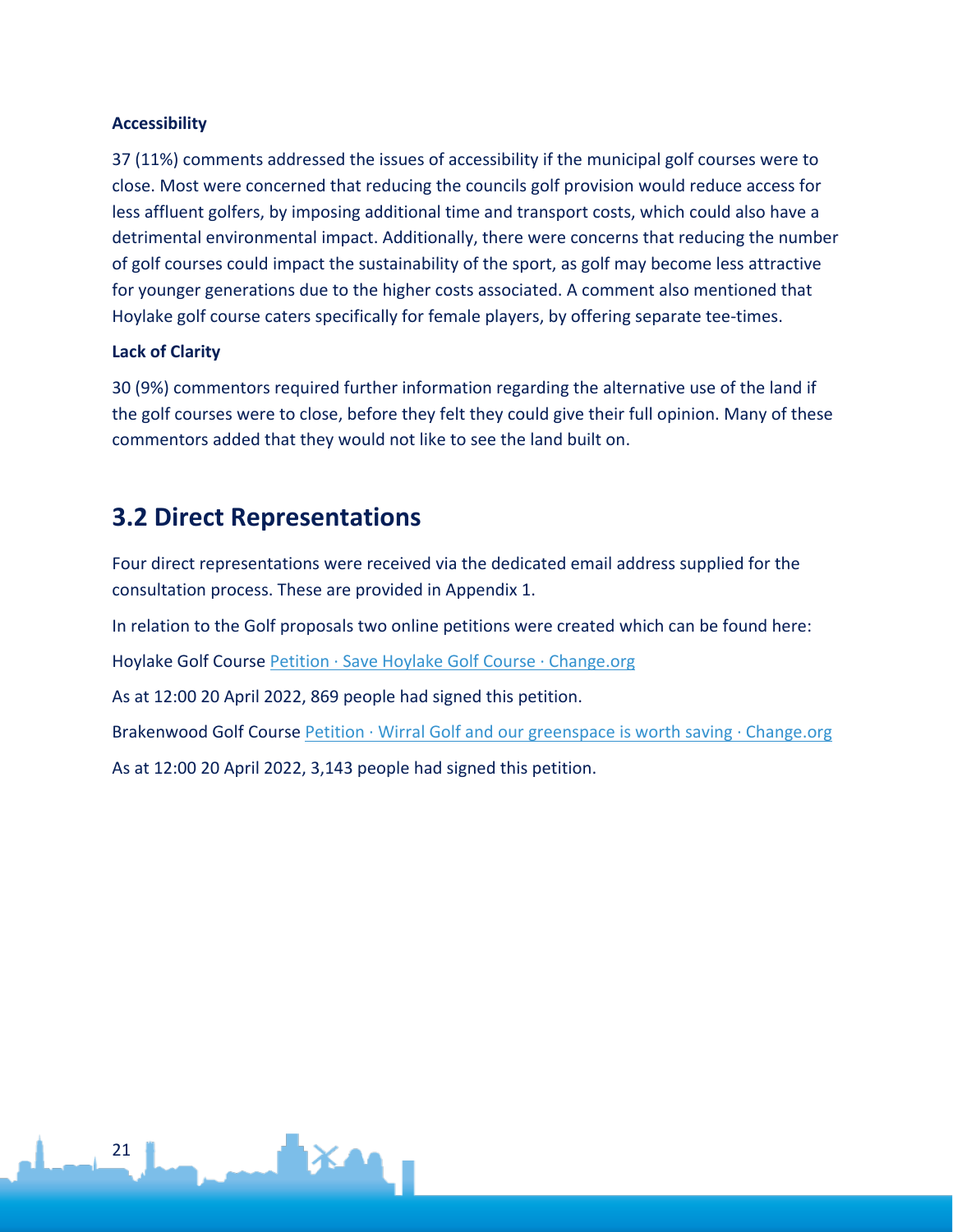**Accessibility**

37 (11%) comments addressed the issues of accessibility if the municipal golf courses were to close. Most were concerned that reducing the councils golf provision would reduce access for less affluent golfers, by imposing additional time and transport costs, which could also have a detrimental environmental impact. Additionally, there were concerns that reducing the number of golf courses could impact the sustainability of the sport, as golf may become less attractive for younger generations due to the higher costs associated. A comment also mentioned that Hoylake golf course caters specifically for female players, by offering separate tee-times.

**Lack of Clarity**

30 (9%) commentors required further information regarding the alternative use of the land if the golf courses were to close, before they felt they could give their full opinion. Many of these commentors added that they would not like to see the land built on.

## 3.2 Direct Representations

Four direct representations were received via the dedicated email address supplied for the consultation process. These are provided in Appendix 1.

In relation to the Golf proposals two online petitions were created which can be found here:

Hoylake Golf Course Petition · Save Hoylake Golf Course · Change.org

As at 12:00 20 April 2022, 869 people had signed this petition.

Brakenwood Golf Course Petition · Wirral Golf and our greenspace is worth saving · Change.org

As at 12:00 20 April 2022, 3,143 people had signed this petition.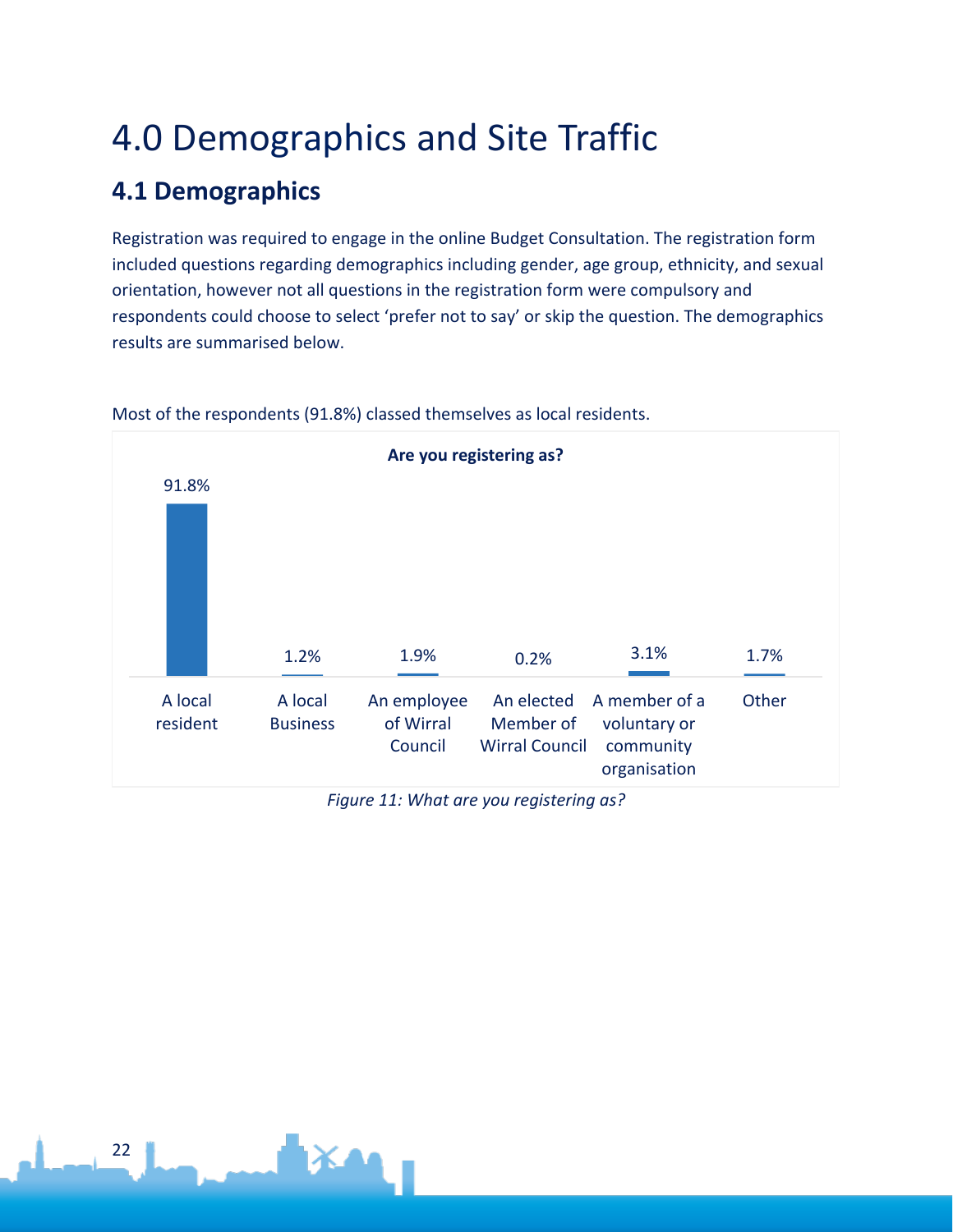# 4.0 Demographics and Site Traffic

## 4.1 Demographics

Registration was required to engage in the online Budget Consultation. The registration form included questions regarding demographics including gender, age group, ethnicity, and sexual orientation, however not all questions in the registration form were compulsory and respondents could choose to select 'prefer not to say' or skip the question. The demographics results are summarised below.

Most of the respondents (91.8%) classed themselves as local residents.

**Are you registering as?**

| Category | Percentage |
|---|---|
| A local resident | 91.8% |
| A local Business | 1.2% |
| An employee of Wirral Council | 1.9% |
| An elected Member of Wirral Council | 0.2% |
| A member of a voluntary or community organisation | 3.1% |
| Other | 1.7% |

*Figure 11: What are you registering as?*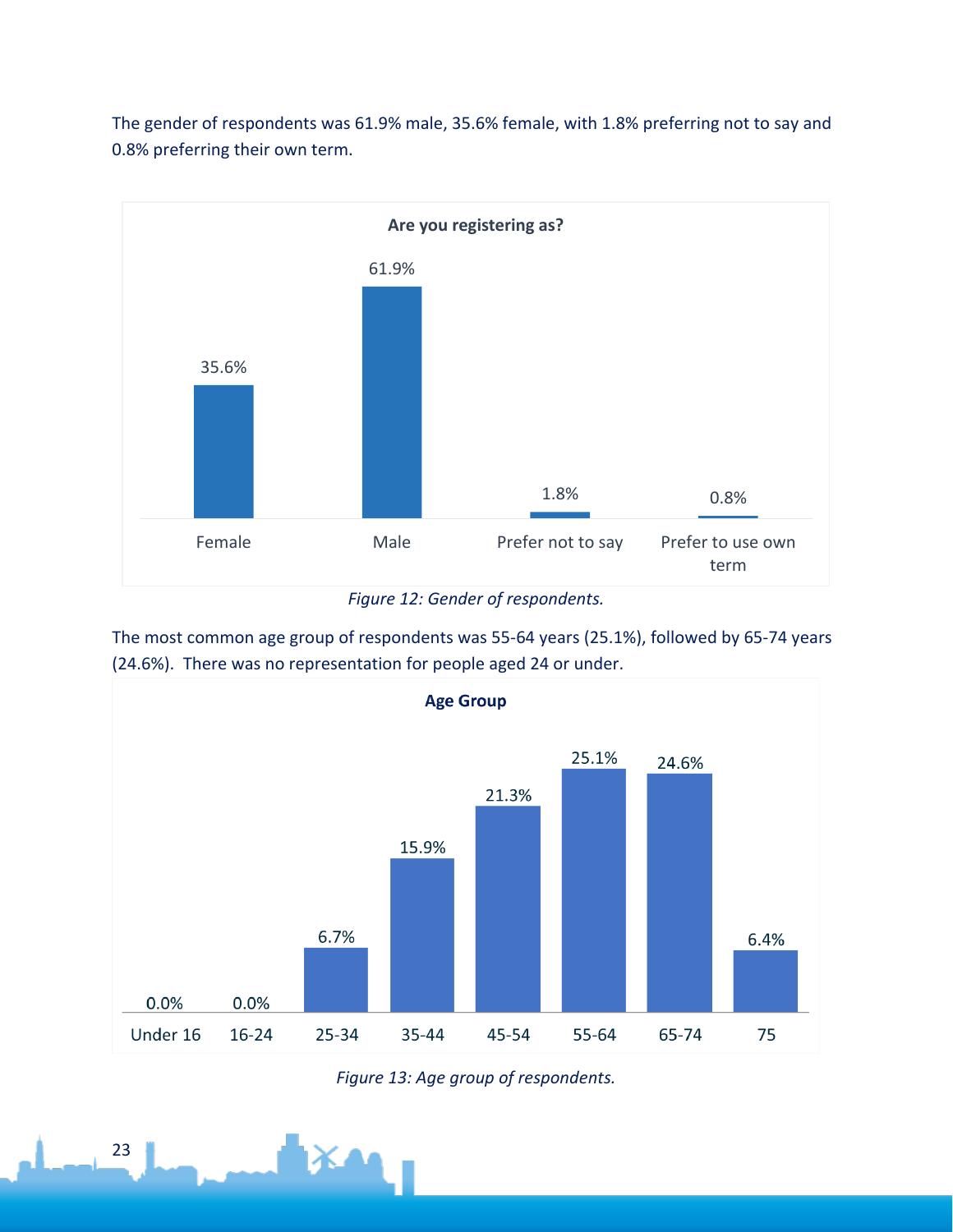The gender of respondents was 61.9% male, 35.6% female, with 1.8% preferring not to say and 0.8% preferring their own term.

**Are you registering as?**

| Female | Male | Prefer not to say | Prefer to use own term |
|---|---|---|---|
| 35.6% | 61.9% | 1.8% | 0.8% |

*Figure 12: Gender of respondents.*

The most common age group of respondents was 55-64 years (25.1%), followed by 65-74 years (24.6%). There was no representation for people aged 24 or under.

**Age Group**

| Under 16 | 16-24 | 25-34 | 35-44 | 45-54 | 55-64 | 65-74 | 75 |
|---|---|---|---|---|---|---|---|
| 0.0% | 0.0% | 6.7% | 15.9% | 21.3% | 25.1% | 24.6% | 6.4% |

*Figure 13: Age group of respondents.*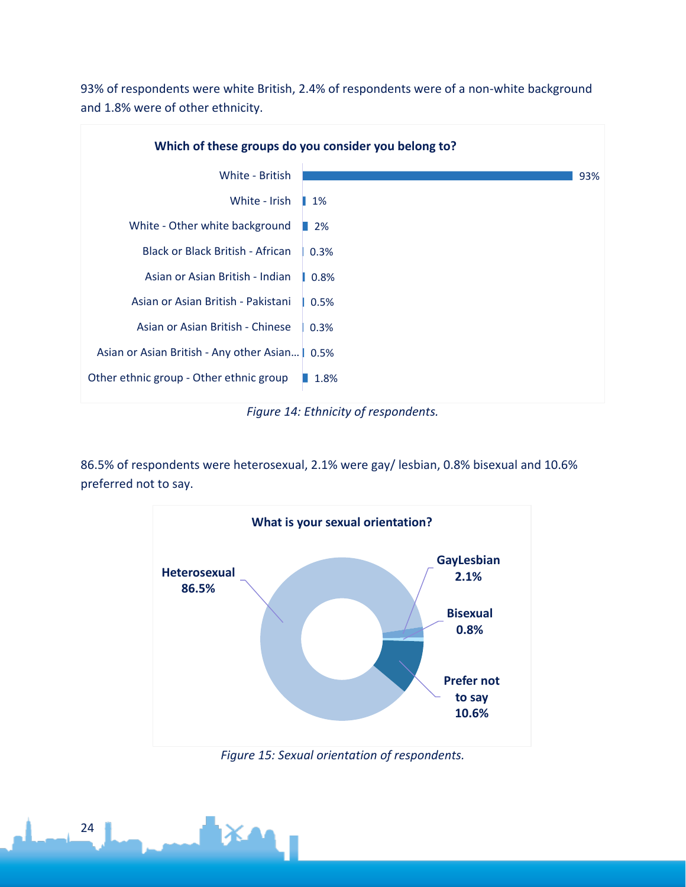93% of respondents were white British, 2.4% of respondents were of a non-white background and 1.8% were of other ethnicity.

**Which of these groups do you consider you belong to?**

| Group | Percentage |
| --- | --- |
| White - British | 93% |
| White - Irish | 1% |
| White - Other white background | 2% |
| Black or Black British - African | 0.3% |
| Asian or Asian British - Indian | 0.8% |
| Asian or Asian British - Pakistani | 0.5% |
| Asian or Asian British - Chinese | 0.3% |
| Asian or Asian British - Any other Asian… | 0.5% |
| Other ethnic group - Other ethnic group | 1.8% |

*Figure 14: Ethnicity of respondents.*

86.5% of respondents were heterosexual, 2.1% were gay/ lesbian, 0.8% bisexual and 10.6% preferred not to say.

**What is your sexual orientation?**

| Sexual orientation | Percentage |
| --- | --- |
| Heterosexual | 86.5% |
| GayLesbian | 2.1% |
| Bisexual | 0.8% |
| Prefer not to say | 10.6% |

*Figure 15: Sexual orientation of respondents.*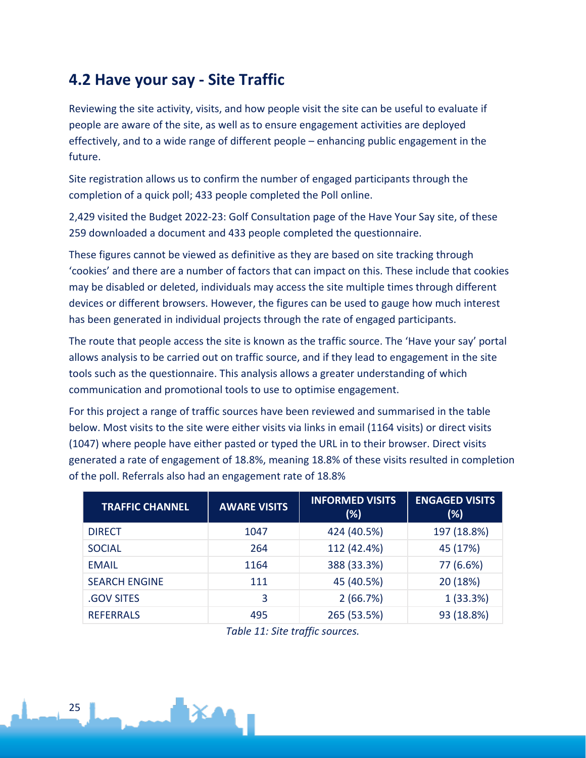## 4.2 Have your say - Site Traffic

Reviewing the site activity, visits, and how people visit the site can be useful to evaluate if people are aware of the site, as well as to ensure engagement activities are deployed effectively, and to a wide range of different people – enhancing public engagement in the future.

Site registration allows us to confirm the number of engaged participants through the completion of a quick poll; 433 people completed the Poll online.

2,429 visited the Budget 2022-23: Golf Consultation page of the Have Your Say site, of these 259 downloaded a document and 433 people completed the questionnaire.

These figures cannot be viewed as definitive as they are based on site tracking through 'cookies' and there are a number of factors that can impact on this. These include that cookies may be disabled or deleted, individuals may access the site multiple times through different devices or different browsers. However, the figures can be used to gauge how much interest has been generated in individual projects through the rate of engaged participants.

The route that people access the site is known as the traffic source. The 'Have your say' portal allows analysis to be carried out on traffic source, and if they lead to engagement in the site tools such as the questionnaire. This analysis allows a greater understanding of which communication and promotional tools to use to optimise engagement.

For this project a range of traffic sources have been reviewed and summarised in the table below. Most visits to the site were either visits via links in email (1164 visits) or direct visits (1047) where people have either pasted or typed the URL in to their browser. Direct visits generated a rate of engagement of 18.8%, meaning 18.8% of these visits resulted in completion of the poll. Referrals also had an engagement rate of 18.8%

| TRAFFIC CHANNEL | AWARE VISITS | INFORMED VISITS (%) | ENGAGED VISITS (%) |
|---|---|---|---|
| DIRECT | 1047 | 424 (40.5%) | 197 (18.8%) |
| SOCIAL | 264 | 112 (42.4%) | 45 (17%) |
| EMAIL | 1164 | 388 (33.3%) | 77 (6.6%) |
| SEARCH ENGINE | 111 | 45 (40.5%) | 20 (18%) |
| .GOV SITES | 3 | 2 (66.7%) | 1 (33.3%) |
| REFERRALS | 495 | 265 (53.5%) | 93 (18.8%) |

*Table 11: Site traffic sources.*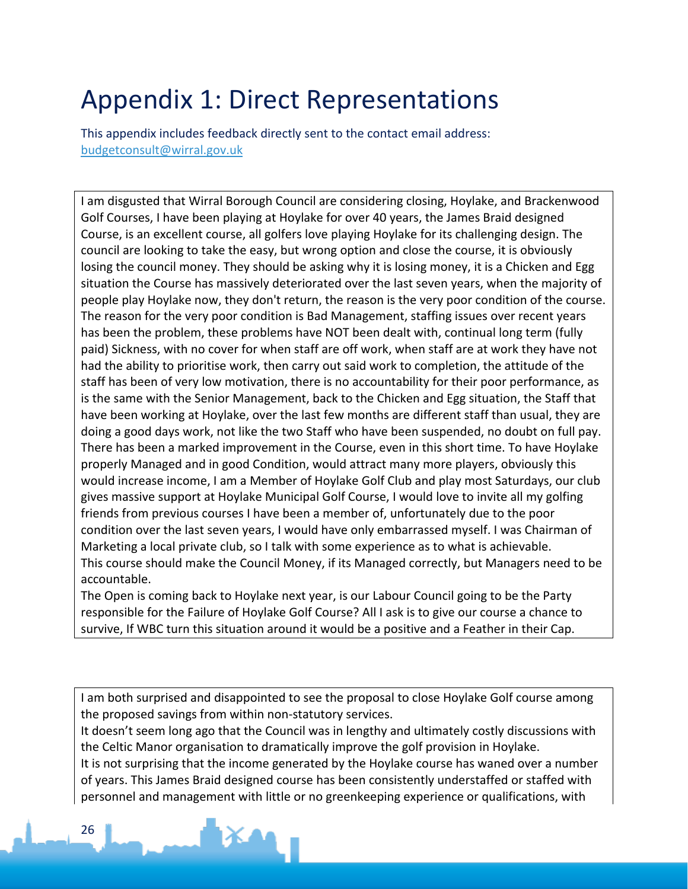# Appendix 1: Direct Representations

This appendix includes feedback directly sent to the contact email address: budgetconsult@wirral.gov.uk

I am disgusted that Wirral Borough Council are considering closing, Hoylake, and Brackenwood Golf Courses, I have been playing at Hoylake for over 40 years, the James Braid designed Course, is an excellent course, all golfers love playing Hoylake for its challenging design. The council are looking to take the easy, but wrong option and close the course, it is obviously losing the council money. They should be asking why it is losing money, it is a Chicken and Egg situation the Course has massively deteriorated over the last seven years, when the majority of people play Hoylake now, they don't return, the reason is the very poor condition of the course. The reason for the very poor condition is Bad Management, staffing issues over recent years has been the problem, these problems have NOT been dealt with, continual long term (fully paid) Sickness, with no cover for when staff are off work, when staff are at work they have not had the ability to prioritise work, then carry out said work to completion, the attitude of the staff has been of very low motivation, there is no accountability for their poor performance, as is the same with the Senior Management, back to the Chicken and Egg situation, the Staff that have been working at Hoylake, over the last few months are different staff than usual, they are doing a good days work, not like the two Staff who have been suspended, no doubt on full pay. There has been a marked improvement in the Course, even in this short time. To have Hoylake properly Managed and in good Condition, would attract many more players, obviously this would increase income, I am a Member of Hoylake Golf Club and play most Saturdays, our club gives massive support at Hoylake Municipal Golf Course, I would love to invite all my golfing friends from previous courses I have been a member of, unfortunately due to the poor condition over the last seven years, I would have only embarrassed myself. I was Chairman of Marketing a local private club, so I talk with some experience as to what is achievable.
This course should make the Council Money, if its Managed correctly, but Managers need to be accountable.
The Open is coming back to Hoylake next year, is our Labour Council going to be the Party responsible for the Failure of Hoylake Golf Course? All I ask is to give our course a chance to survive, If WBC turn this situation around it would be a positive and a Feather in their Cap.

I am both surprised and disappointed to see the proposal to close Hoylake Golf course among the proposed savings from within non-statutory services.
It doesn't seem long ago that the Council was in lengthy and ultimately costly discussions with the Celtic Manor organisation to dramatically improve the golf provision in Hoylake.
It is not surprising that the income generated by the Hoylake course has waned over a number of years. This James Braid designed course has been consistently understaffed or staffed with personnel and management with little or no greenkeeping experience or qualifications, with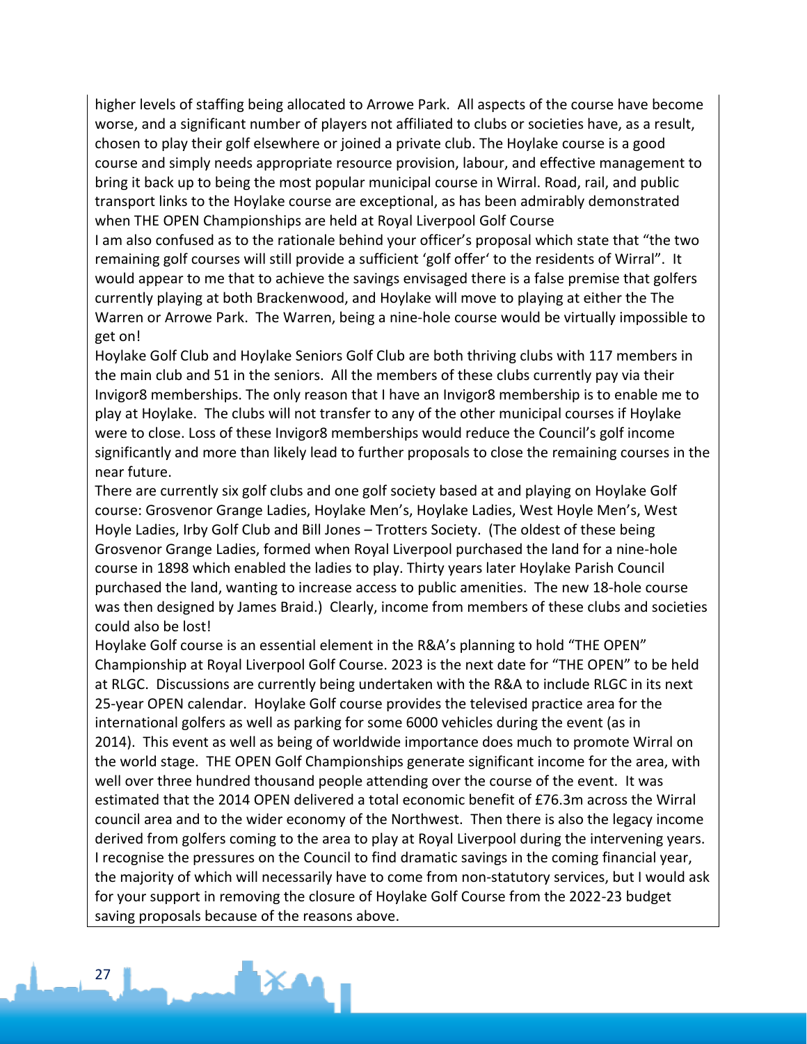higher levels of staffing being allocated to Arrowe Park. All aspects of the course have become worse, and a significant number of players not affiliated to clubs or societies have, as a result, chosen to play their golf elsewhere or joined a private club. The Hoylake course is a good course and simply needs appropriate resource provision, labour, and effective management to bring it back up to being the most popular municipal course in Wirral. Road, rail, and public transport links to the Hoylake course are exceptional, as has been admirably demonstrated when THE OPEN Championships are held at Royal Liverpool Golf Course

I am also confused as to the rationale behind your officer's proposal which state that "the two remaining golf courses will still provide a sufficient 'golf offer' to the residents of Wirral". It would appear to me that to achieve the savings envisaged there is a false premise that golfers currently playing at both Brackenwood, and Hoylake will move to playing at either the The Warren or Arrowe Park. The Warren, being a nine-hole course would be virtually impossible to get on!

Hoylake Golf Club and Hoylake Seniors Golf Club are both thriving clubs with 117 members in the main club and 51 in the seniors. All the members of these clubs currently pay via their Invigor8 memberships. The only reason that I have an Invigor8 membership is to enable me to play at Hoylake. The clubs will not transfer to any of the other municipal courses if Hoylake were to close. Loss of these Invigor8 memberships would reduce the Council's golf income significantly and more than likely lead to further proposals to close the remaining courses in the near future.

There are currently six golf clubs and one golf society based at and playing on Hoylake Golf course: Grosvenor Grange Ladies, Hoylake Men's, Hoylake Ladies, West Hoyle Men's, West Hoyle Ladies, Irby Golf Club and Bill Jones – Trotters Society. (The oldest of these being Grosvenor Grange Ladies, formed when Royal Liverpool purchased the land for a nine-hole course in 1898 which enabled the ladies to play. Thirty years later Hoylake Parish Council purchased the land, wanting to increase access to public amenities. The new 18-hole course was then designed by James Braid.) Clearly, income from members of these clubs and societies could also be lost!

Hoylake Golf course is an essential element in the R&A's planning to hold "THE OPEN" Championship at Royal Liverpool Golf Course. 2023 is the next date for "THE OPEN" to be held at RLGC. Discussions are currently being undertaken with the R&A to include RLGC in its next 25-year OPEN calendar. Hoylake Golf course provides the televised practice area for the international golfers as well as parking for some 6000 vehicles during the event (as in 2014). This event as well as being of worldwide importance does much to promote Wirral on the world stage. THE OPEN Golf Championships generate significant income for the area, with well over three hundred thousand people attending over the course of the event. It was estimated that the 2014 OPEN delivered a total economic benefit of £76.3m across the Wirral council area and to the wider economy of the Northwest. Then there is also the legacy income derived from golfers coming to the area to play at Royal Liverpool during the intervening years.

I recognise the pressures on the Council to find dramatic savings in the coming financial year, the majority of which will necessarily have to come from non-statutory services, but I would ask for your support in removing the closure of Hoylake Golf Course from the 2022-23 budget saving proposals because of the reasons above.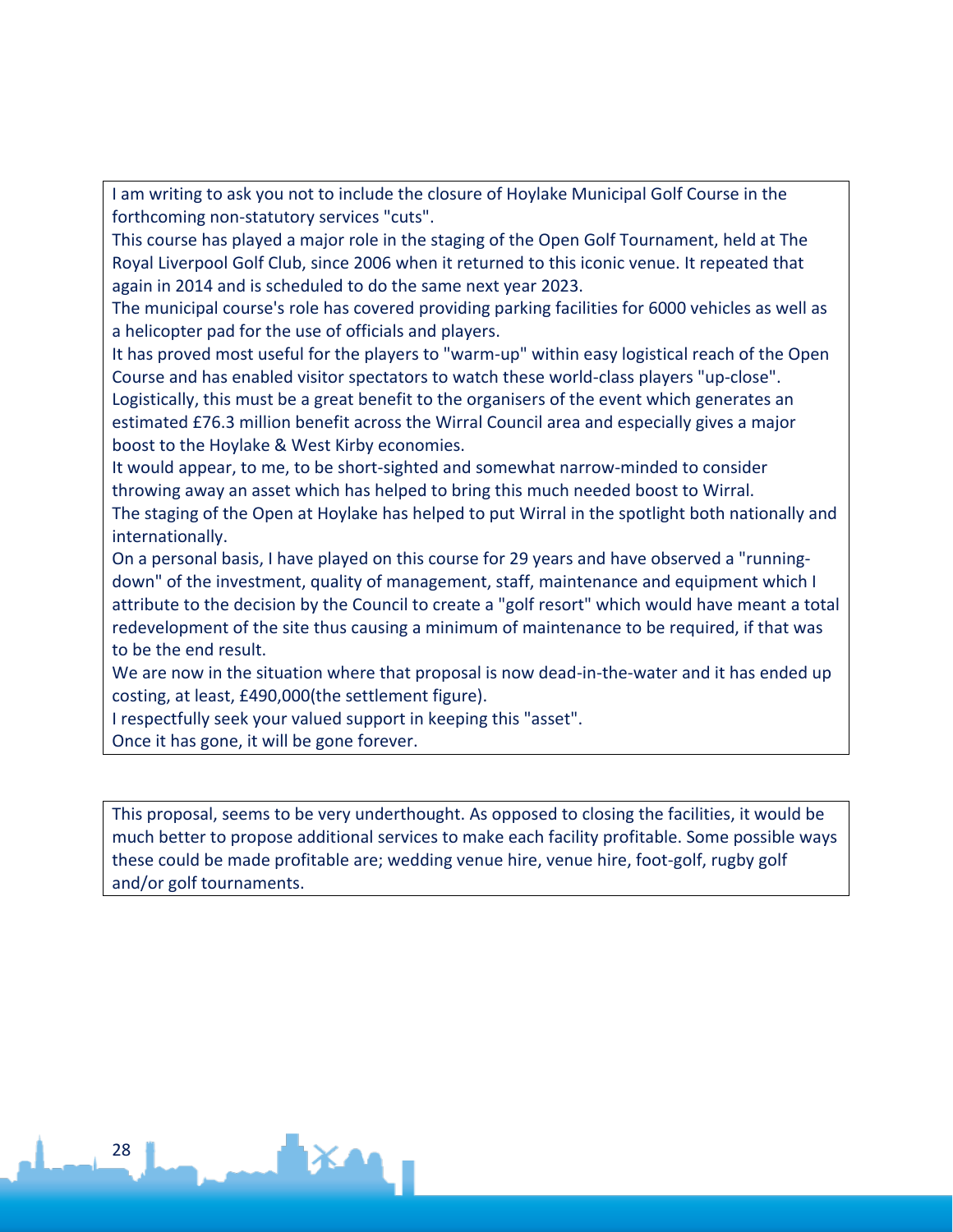I am writing to ask you not to include the closure of Hoylake Municipal Golf Course in the forthcoming non-statutory services "cuts".
This course has played a major role in the staging of the Open Golf Tournament, held at The Royal Liverpool Golf Club, since 2006 when it returned to this iconic venue. It repeated that again in 2014 and is scheduled to do the same next year 2023.
The municipal course's role has covered providing parking facilities for 6000 vehicles as well as a helicopter pad for the use of officials and players.
It has proved most useful for the players to "warm-up" within easy logistical reach of the Open Course and has enabled visitor spectators to watch these world-class players "up-close".
Logistically, this must be a great benefit to the organisers of the event which generates an estimated £76.3 million benefit across the Wirral Council area and especially gives a major boost to the Hoylake & West Kirby economies.
It would appear, to me, to be short-sighted and somewhat narrow-minded to consider throwing away an asset which has helped to bring this much needed boost to Wirral.
The staging of the Open at Hoylake has helped to put Wirral in the spotlight both nationally and internationally.
On a personal basis, I have played on this course for 29 years and have observed a "running-down" of the investment, quality of management, staff, maintenance and equipment which I attribute to the decision by the Council to create a "golf resort" which would have meant a total redevelopment of the site thus causing a minimum of maintenance to be required, if that was to be the end result.
We are now in the situation where that proposal is now dead-in-the-water and it has ended up costing, at least, £490,000(the settlement figure).
I respectfully seek your valued support in keeping this "asset".
Once it has gone, it will be gone forever.

This proposal, seems to be very underthought. As opposed to closing the facilities, it would be much better to propose additional services to make each facility profitable. Some possible ways these could be made profitable are; wedding venue hire, venue hire, foot-golf, rugby golf and/or golf tournaments.